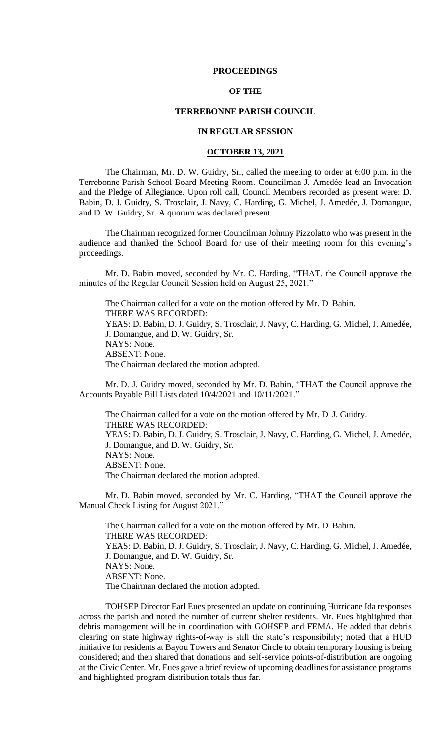**PROCEEDINGS**

**OF THE**

**TERREBONNE PARISH COUNCIL**

**IN REGULAR SESSION**

**OCTOBER 13, 2021**

The Chairman, Mr. D. W. Guidry, Sr., called the meeting to order at 6:00 p.m. in the Terrebonne Parish School Board Meeting Room. Councilman J. Amedée lead an Invocation and the Pledge of Allegiance. Upon roll call, Council Members recorded as present were: D. Babin, D. J. Guidry, S. Trosclair, J. Navy, C. Harding, G. Michel, J. Amedée, J. Domangue, and D. W. Guidry, Sr. A quorum was declared present.

The Chairman recognized former Councilman Johnny Pizzolatto who was present in the audience and thanked the School Board for use of their meeting room for this evening's proceedings.

Mr. D. Babin moved, seconded by Mr. C. Harding, "THAT, the Council approve the minutes of the Regular Council Session held on August 25, 2021."

The Chairman called for a vote on the motion offered by Mr. D. Babin.
THERE WAS RECORDED:
YEAS: D. Babin, D. J. Guidry, S. Trosclair, J. Navy, C. Harding, G. Michel, J. Amedée, J. Domangue, and D. W. Guidry, Sr.
NAYS: None.
ABSENT: None.
The Chairman declared the motion adopted.

Mr. D. J. Guidry moved, seconded by Mr. D. Babin, "THAT the Council approve the Accounts Payable Bill Lists dated 10/4/2021 and 10/11/2021."

The Chairman called for a vote on the motion offered by Mr. D. J. Guidry.
THERE WAS RECORDED:
YEAS: D. Babin, D. J. Guidry, S. Trosclair, J. Navy, C. Harding, G. Michel, J. Amedée, J. Domangue, and D. W. Guidry, Sr.
NAYS: None.
ABSENT: None.
The Chairman declared the motion adopted.

Mr. D. Babin moved, seconded by Mr. C. Harding, "THAT the Council approve the Manual Check Listing for August 2021."

The Chairman called for a vote on the motion offered by Mr. D. Babin.
THERE WAS RECORDED:
YEAS: D. Babin, D. J. Guidry, S. Trosclair, J. Navy, C. Harding, G. Michel, J. Amedée, J. Domangue, and D. W. Guidry, Sr.
NAYS: None.
ABSENT: None.
The Chairman declared the motion adopted.

TOHSEP Director Earl Eues presented an update on continuing Hurricane Ida responses across the parish and noted the number of current shelter residents. Mr. Eues highlighted that debris management will be in coordination with GOHSEP and FEMA. He added that debris clearing on state highway rights-of-way is still the state's responsibility; noted that a HUD initiative for residents at Bayou Towers and Senator Circle to obtain temporary housing is being considered; and then shared that donations and self-service points-of-distribution are ongoing at the Civic Center. Mr. Eues gave a brief review of upcoming deadlines for assistance programs and highlighted program distribution totals thus far.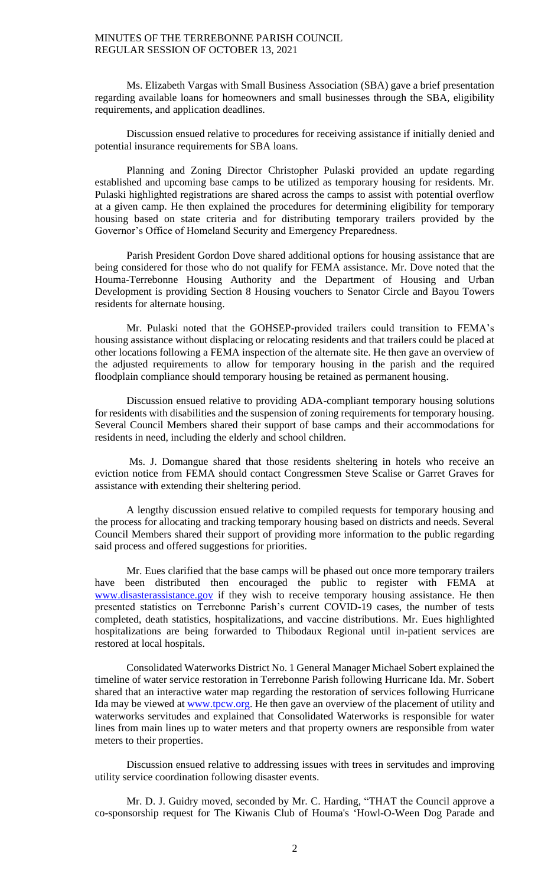Ms. Elizabeth Vargas with Small Business Association (SBA) gave a brief presentation regarding available loans for homeowners and small businesses through the SBA, eligibility requirements, and application deadlines.

Discussion ensued relative to procedures for receiving assistance if initially denied and potential insurance requirements for SBA loans.

Planning and Zoning Director Christopher Pulaski provided an update regarding established and upcoming base camps to be utilized as temporary housing for residents. Mr. Pulaski highlighted registrations are shared across the camps to assist with potential overflow at a given camp. He then explained the procedures for determining eligibility for temporary housing based on state criteria and for distributing temporary trailers provided by the Governor's Office of Homeland Security and Emergency Preparedness.

Parish President Gordon Dove shared additional options for housing assistance that are being considered for those who do not qualify for FEMA assistance. Mr. Dove noted that the Houma-Terrebonne Housing Authority and the Department of Housing and Urban Development is providing Section 8 Housing vouchers to Senator Circle and Bayou Towers residents for alternate housing.

Mr. Pulaski noted that the GOHSEP-provided trailers could transition to FEMA's housing assistance without displacing or relocating residents and that trailers could be placed at other locations following a FEMA inspection of the alternate site. He then gave an overview of the adjusted requirements to allow for temporary housing in the parish and the required floodplain compliance should temporary housing be retained as permanent housing.

Discussion ensued relative to providing ADA-compliant temporary housing solutions for residents with disabilities and the suspension of zoning requirements for temporary housing. Several Council Members shared their support of base camps and their accommodations for residents in need, including the elderly and school children.

Ms. J. Domangue shared that those residents sheltering in hotels who receive an eviction notice from FEMA should contact Congressmen Steve Scalise or Garret Graves for assistance with extending their sheltering period.

A lengthy discussion ensued relative to compiled requests for temporary housing and the process for allocating and tracking temporary housing based on districts and needs. Several Council Members shared their support of providing more information to the public regarding said process and offered suggestions for priorities.

Mr. Eues clarified that the base camps will be phased out once more temporary trailers have been distributed then encouraged the public to register with FEMA at www.disasterassistance.gov if they wish to receive temporary housing assistance. He then presented statistics on Terrebonne Parish's current COVID-19 cases, the number of tests completed, death statistics, hospitalizations, and vaccine distributions. Mr. Eues highlighted hospitalizations are being forwarded to Thibodaux Regional until in-patient services are restored at local hospitals.

Consolidated Waterworks District No. 1 General Manager Michael Sobert explained the timeline of water service restoration in Terrebonne Parish following Hurricane Ida. Mr. Sobert shared that an interactive water map regarding the restoration of services following Hurricane Ida may be viewed at www.tpcw.org. He then gave an overview of the placement of utility and waterworks servitudes and explained that Consolidated Waterworks is responsible for water lines from main lines up to water meters and that property owners are responsible from water meters to their properties.

Discussion ensued relative to addressing issues with trees in servitudes and improving utility service coordination following disaster events.

Mr. D. J. Guidry moved, seconded by Mr. C. Harding, "THAT the Council approve a co-sponsorship request for The Kiwanis Club of Houma's 'Howl-O-Ween Dog Parade and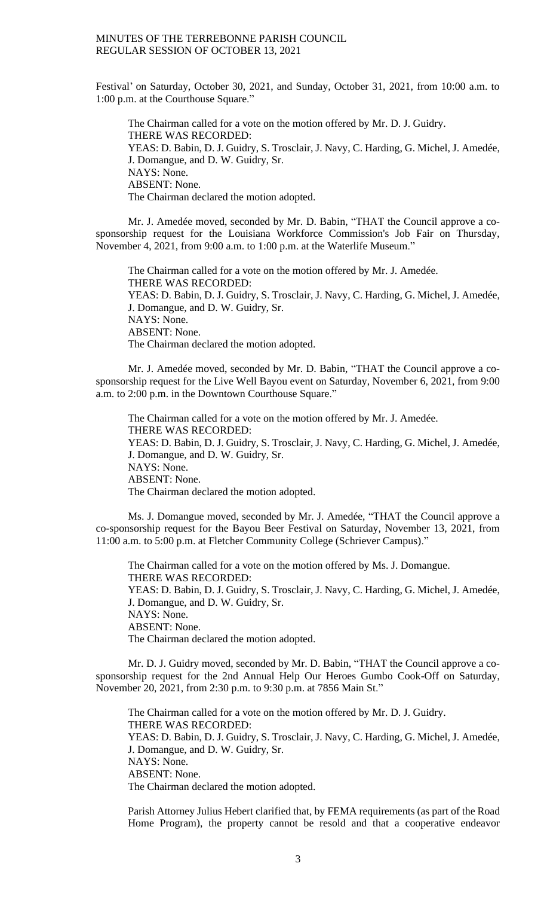Festival' on Saturday, October 30, 2021, and Sunday, October 31, 2021, from 10:00 a.m. to 1:00 p.m. at the Courthouse Square."

The Chairman called for a vote on the motion offered by Mr. D. J. Guidry.
THERE WAS RECORDED:
YEAS: D. Babin, D. J. Guidry, S. Trosclair, J. Navy, C. Harding, G. Michel, J. Amedée, J. Domangue, and D. W. Guidry, Sr.
NAYS: None.
ABSENT: None.
The Chairman declared the motion adopted.

Mr. J. Amedée moved, seconded by Mr. D. Babin, "THAT the Council approve a co-sponsorship request for the Louisiana Workforce Commission's Job Fair on Thursday, November 4, 2021, from 9:00 a.m. to 1:00 p.m. at the Waterlife Museum."

The Chairman called for a vote on the motion offered by Mr. J. Amedée.
THERE WAS RECORDED:
YEAS: D. Babin, D. J. Guidry, S. Trosclair, J. Navy, C. Harding, G. Michel, J. Amedée, J. Domangue, and D. W. Guidry, Sr.
NAYS: None.
ABSENT: None.
The Chairman declared the motion adopted.

Mr. J. Amedée moved, seconded by Mr. D. Babin, "THAT the Council approve a co-sponsorship request for the Live Well Bayou event on Saturday, November 6, 2021, from 9:00 a.m. to 2:00 p.m. in the Downtown Courthouse Square."

The Chairman called for a vote on the motion offered by Mr. J. Amedée.
THERE WAS RECORDED:
YEAS: D. Babin, D. J. Guidry, S. Trosclair, J. Navy, C. Harding, G. Michel, J. Amedée, J. Domangue, and D. W. Guidry, Sr.
NAYS: None.
ABSENT: None.
The Chairman declared the motion adopted.

Ms. J. Domangue moved, seconded by Mr. J. Amedée, "THAT the Council approve a co-sponsorship request for the Bayou Beer Festival on Saturday, November 13, 2021, from 11:00 a.m. to 5:00 p.m. at Fletcher Community College (Schriever Campus)."

The Chairman called for a vote on the motion offered by Ms. J. Domangue.
THERE WAS RECORDED:
YEAS: D. Babin, D. J. Guidry, S. Trosclair, J. Navy, C. Harding, G. Michel, J. Amedée, J. Domangue, and D. W. Guidry, Sr.
NAYS: None.
ABSENT: None.
The Chairman declared the motion adopted.

Mr. D. J. Guidry moved, seconded by Mr. D. Babin, "THAT the Council approve a co-sponsorship request for the 2nd Annual Help Our Heroes Gumbo Cook-Off on Saturday, November 20, 2021, from 2:30 p.m. to 9:30 p.m. at 7856 Main St."

The Chairman called for a vote on the motion offered by Mr. D. J. Guidry.
THERE WAS RECORDED:
YEAS: D. Babin, D. J. Guidry, S. Trosclair, J. Navy, C. Harding, G. Michel, J. Amedée, J. Domangue, and D. W. Guidry, Sr.
NAYS: None.
ABSENT: None.
The Chairman declared the motion adopted.

Parish Attorney Julius Hebert clarified that, by FEMA requirements (as part of the Road Home Program), the property cannot be resold and that a cooperative endeavor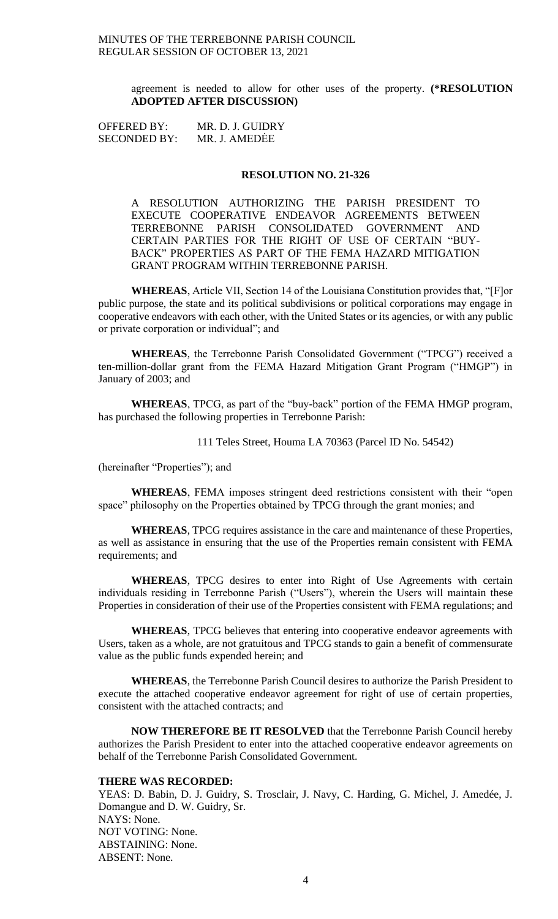agreement is needed to allow for other uses of the property. **(*RESOLUTION ADOPTED AFTER DISCUSSION)**

OFFERED BY: MR. D. J. GUIDRY
SECONDED BY: MR. J. AMEDĖE

**RESOLUTION NO. 21-326**

A RESOLUTION AUTHORIZING THE PARISH PRESIDENT TO EXECUTE COOPERATIVE ENDEAVOR AGREEMENTS BETWEEN TERREBONNE PARISH CONSOLIDATED GOVERNMENT AND CERTAIN PARTIES FOR THE RIGHT OF USE OF CERTAIN "BUY-BACK" PROPERTIES AS PART OF THE FEMA HAZARD MITIGATION GRANT PROGRAM WITHIN TERREBONNE PARISH.

**WHEREAS**, Article VII, Section 14 of the Louisiana Constitution provides that, "[F]or public purpose, the state and its political subdivisions or political corporations may engage in cooperative endeavors with each other, with the United States or its agencies, or with any public or private corporation or individual"; and

**WHEREAS**, the Terrebonne Parish Consolidated Government ("TPCG") received a ten-million-dollar grant from the FEMA Hazard Mitigation Grant Program ("HMGP") in January of 2003; and

**WHEREAS**, TPCG, as part of the "buy-back" portion of the FEMA HMGP program, has purchased the following properties in Terrebonne Parish:

111 Teles Street, Houma LA 70363 (Parcel ID No. 54542)

(hereinafter "Properties"); and

**WHEREAS**, FEMA imposes stringent deed restrictions consistent with their "open space" philosophy on the Properties obtained by TPCG through the grant monies; and

**WHEREAS**, TPCG requires assistance in the care and maintenance of these Properties, as well as assistance in ensuring that the use of the Properties remain consistent with FEMA requirements; and

**WHEREAS**, TPCG desires to enter into Right of Use Agreements with certain individuals residing in Terrebonne Parish ("Users"), wherein the Users will maintain these Properties in consideration of their use of the Properties consistent with FEMA regulations; and

**WHEREAS**, TPCG believes that entering into cooperative endeavor agreements with Users, taken as a whole, are not gratuitous and TPCG stands to gain a benefit of commensurate value as the public funds expended herein; and

**WHEREAS**, the Terrebonne Parish Council desires to authorize the Parish President to execute the attached cooperative endeavor agreement for right of use of certain properties, consistent with the attached contracts; and

**NOW THEREFORE BE IT RESOLVED** that the Terrebonne Parish Council hereby authorizes the Parish President to enter into the attached cooperative endeavor agreements on behalf of the Terrebonne Parish Consolidated Government.

**THERE WAS RECORDED:**
YEAS: D. Babin, D. J. Guidry, S. Trosclair, J. Navy, C. Harding, G. Michel, J. Amedée, J. Domangue and D. W. Guidry, Sr.
NAYS: None.
NOT VOTING: None.
ABSTAINING: None.
ABSENT: None.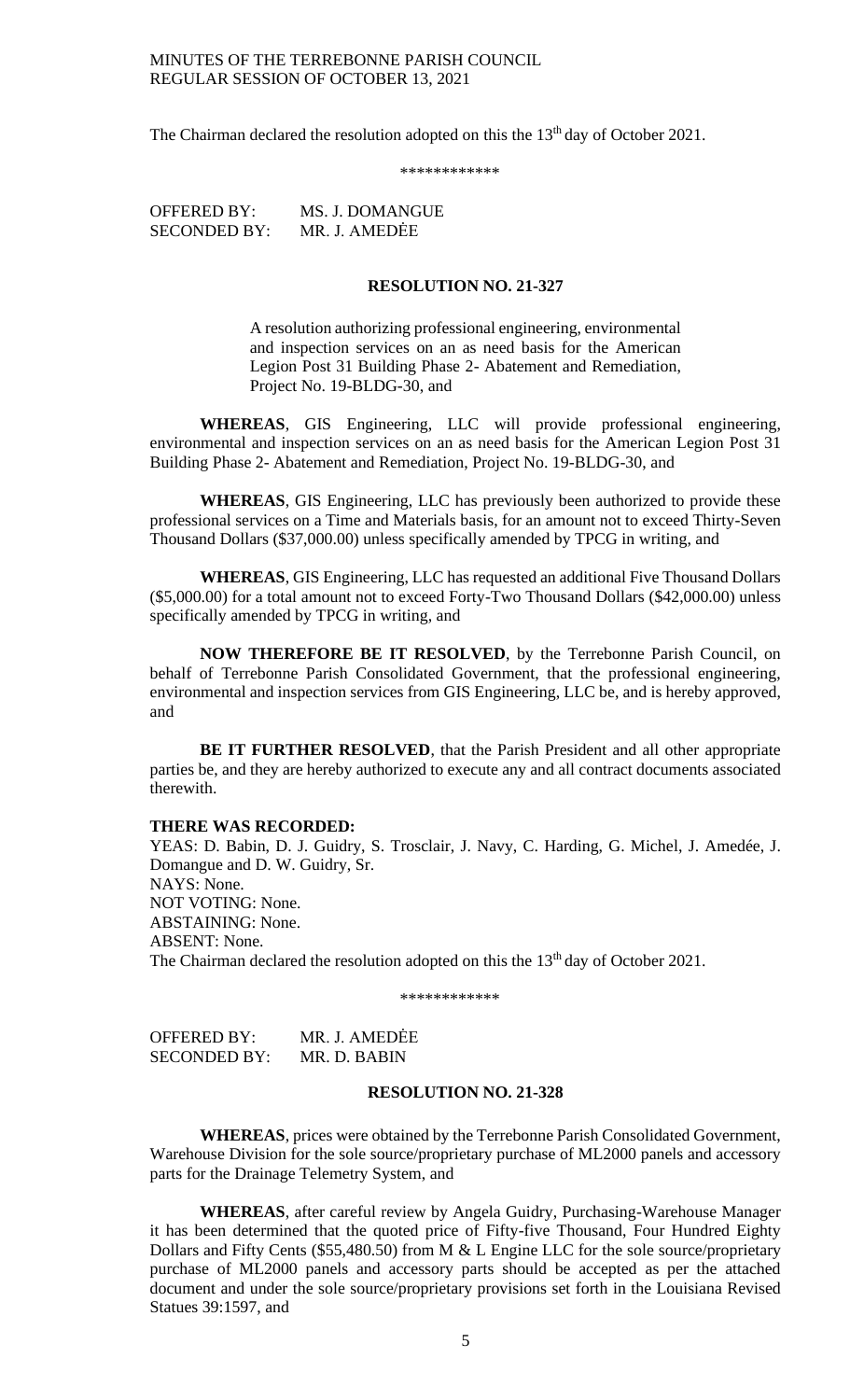The Chairman declared the resolution adopted on this the 13th day of October 2021.

\*\*\*\*\*\*\*\*\*\*\*\*

OFFERED BY: MS. J. DOMANGUE
SECONDED BY: MR. J. AMEDĖE

**RESOLUTION NO. 21-327**

A resolution authorizing professional engineering, environmental and inspection services on an as need basis for the American Legion Post 31 Building Phase 2- Abatement and Remediation, Project No. 19-BLDG-30, and

**WHEREAS**, GIS Engineering, LLC will provide professional engineering, environmental and inspection services on an as need basis for the American Legion Post 31 Building Phase 2- Abatement and Remediation, Project No. 19-BLDG-30, and

**WHEREAS**, GIS Engineering, LLC has previously been authorized to provide these professional services on a Time and Materials basis, for an amount not to exceed Thirty-Seven Thousand Dollars ($37,000.00) unless specifically amended by TPCG in writing, and

**WHEREAS**, GIS Engineering, LLC has requested an additional Five Thousand Dollars ($5,000.00) for a total amount not to exceed Forty-Two Thousand Dollars ($42,000.00) unless specifically amended by TPCG in writing, and

**NOW THEREFORE BE IT RESOLVED**, by the Terrebonne Parish Council, on behalf of Terrebonne Parish Consolidated Government, that the professional engineering, environmental and inspection services from GIS Engineering, LLC be, and is hereby approved, and

**BE IT FURTHER RESOLVED**, that the Parish President and all other appropriate parties be, and they are hereby authorized to execute any and all contract documents associated therewith.

**THERE WAS RECORDED:**
YEAS: D. Babin, D. J. Guidry, S. Trosclair, J. Navy, C. Harding, G. Michel, J. Amedée, J. Domangue and D. W. Guidry, Sr.
NAYS: None.
NOT VOTING: None.
ABSTAINING: None.
ABSENT: None.
The Chairman declared the resolution adopted on this the 13th day of October 2021.

\*\*\*\*\*\*\*\*\*\*\*\*

OFFERED BY: MR. J. AMEDĖE
SECONDED BY: MR. D. BABIN

**RESOLUTION NO. 21-328**

**WHEREAS**, prices were obtained by the Terrebonne Parish Consolidated Government, Warehouse Division for the sole source/proprietary purchase of ML2000 panels and accessory parts for the Drainage Telemetry System, and

**WHEREAS**, after careful review by Angela Guidry, Purchasing-Warehouse Manager it has been determined that the quoted price of Fifty-five Thousand, Four Hundred Eighty Dollars and Fifty Cents ($55,480.50) from M & L Engine LLC for the sole source/proprietary purchase of ML2000 panels and accessory parts should be accepted as per the attached document and under the sole source/proprietary provisions set forth in the Louisiana Revised Statues 39:1597, and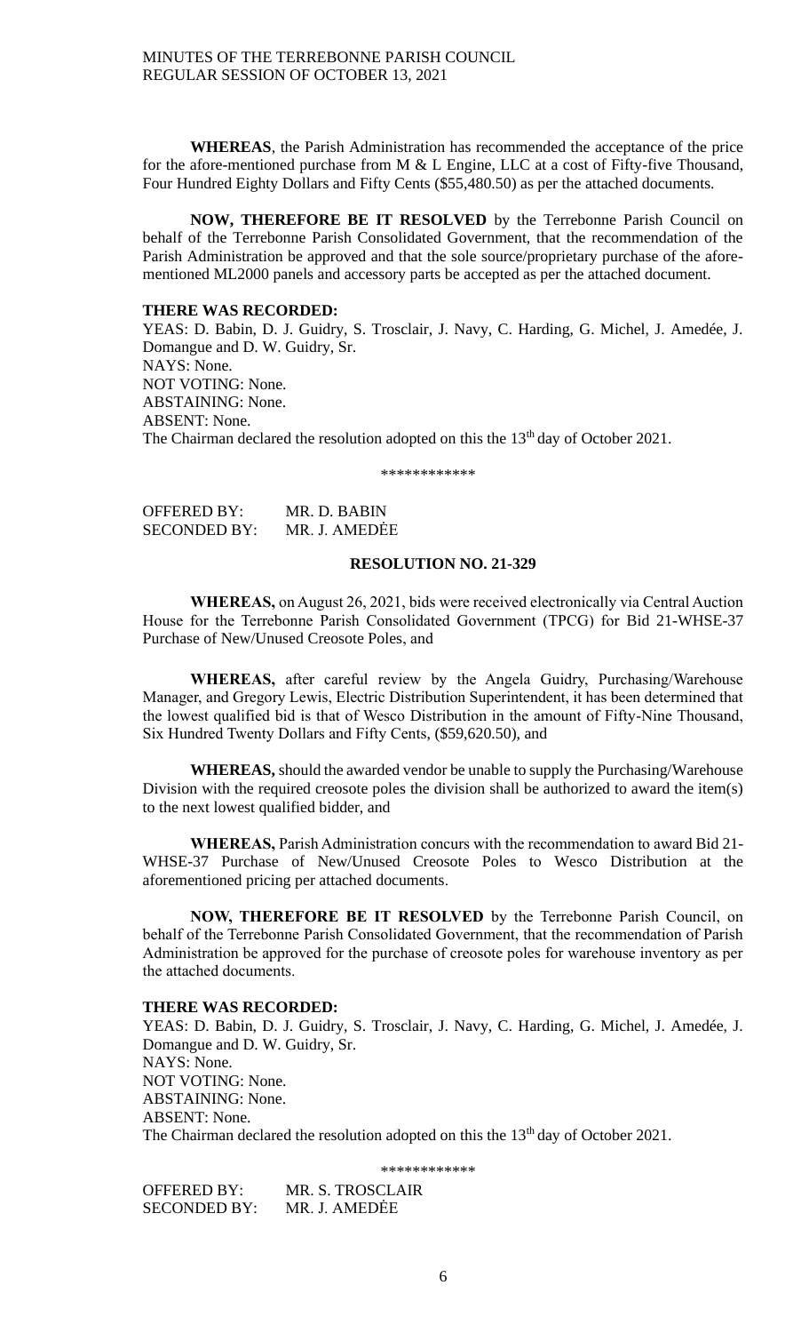**WHEREAS**, the Parish Administration has recommended the acceptance of the price for the afore-mentioned purchase from M & L Engine, LLC at a cost of Fifty-five Thousand, Four Hundred Eighty Dollars and Fifty Cents ($55,480.50) as per the attached documents.

**NOW, THEREFORE BE IT RESOLVED** by the Terrebonne Parish Council on behalf of the Terrebonne Parish Consolidated Government, that the recommendation of the Parish Administration be approved and that the sole source/proprietary purchase of the afore-mentioned ML2000 panels and accessory parts be accepted as per the attached document.

**THERE WAS RECORDED:**

YEAS: D. Babin, D. J. Guidry, S. Trosclair, J. Navy, C. Harding, G. Michel, J. Amedée, J. Domangue and D. W. Guidry, Sr.
NAYS: None.
NOT VOTING: None.
ABSTAINING: None.
ABSENT: None.
The Chairman declared the resolution adopted on this the 13th day of October 2021.

\*\*\*\*\*\*\*\*\*\*\*\*

OFFERED BY: MR. D. BABIN
SECONDED BY: MR. J. AMEDĖE

**RESOLUTION NO. 21-329**

**WHEREAS,** on August 26, 2021, bids were received electronically via Central Auction House for the Terrebonne Parish Consolidated Government (TPCG) for Bid 21-WHSE-37 Purchase of New/Unused Creosote Poles, and

**WHEREAS,** after careful review by the Angela Guidry, Purchasing/Warehouse Manager, and Gregory Lewis, Electric Distribution Superintendent, it has been determined that the lowest qualified bid is that of Wesco Distribution in the amount of Fifty-Nine Thousand, Six Hundred Twenty Dollars and Fifty Cents, ($59,620.50), and

**WHEREAS,** should the awarded vendor be unable to supply the Purchasing/Warehouse Division with the required creosote poles the division shall be authorized to award the item(s) to the next lowest qualified bidder, and

**WHEREAS,** Parish Administration concurs with the recommendation to award Bid 21-WHSE-37 Purchase of New/Unused Creosote Poles to Wesco Distribution at the aforementioned pricing per attached documents.

**NOW, THEREFORE BE IT RESOLVED** by the Terrebonne Parish Council, on behalf of the Terrebonne Parish Consolidated Government, that the recommendation of Parish Administration be approved for the purchase of creosote poles for warehouse inventory as per the attached documents.

**THERE WAS RECORDED:**

YEAS: D. Babin, D. J. Guidry, S. Trosclair, J. Navy, C. Harding, G. Michel, J. Amedée, J. Domangue and D. W. Guidry, Sr.
NAYS: None.
NOT VOTING: None.
ABSTAINING: None.
ABSENT: None.
The Chairman declared the resolution adopted on this the 13th day of October 2021.

\*\*\*\*\*\*\*\*\*\*\*\*

OFFERED BY: MR. S. TROSCLAIR
SECONDED BY: MR. J. AMEDĖE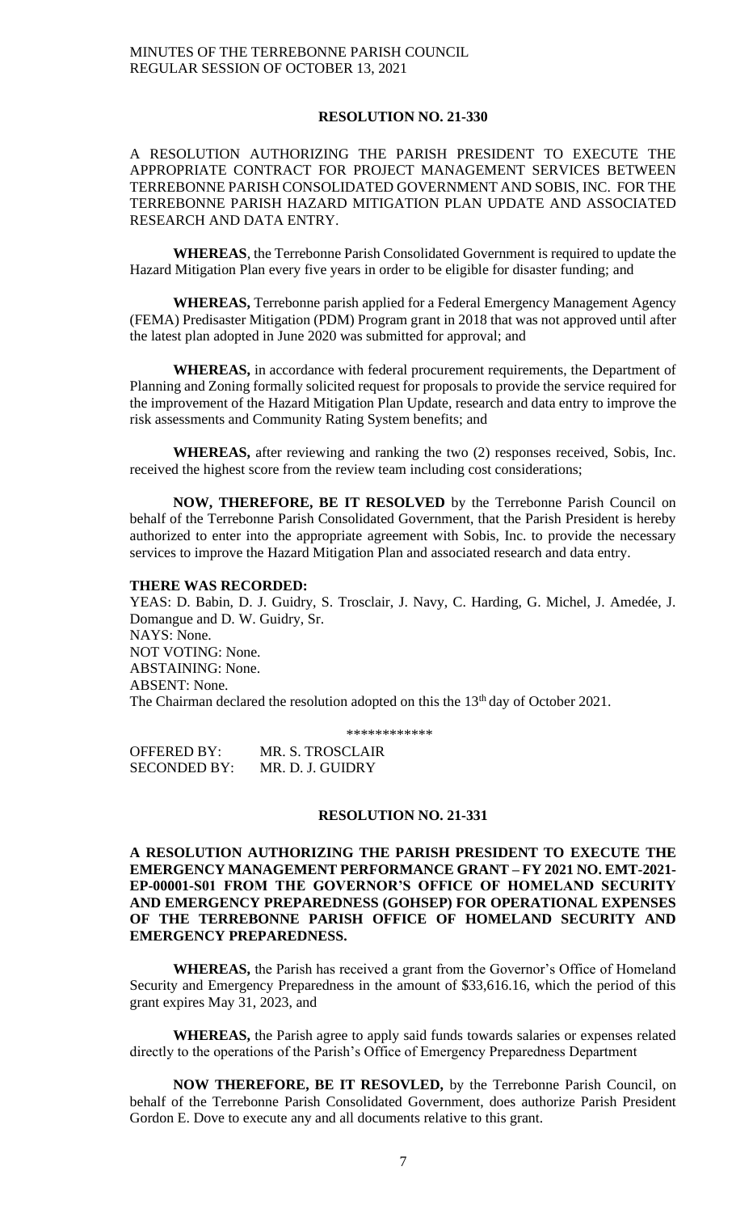**RESOLUTION NO. 21-330**

A RESOLUTION AUTHORIZING THE PARISH PRESIDENT TO EXECUTE THE APPROPRIATE CONTRACT FOR PROJECT MANAGEMENT SERVICES BETWEEN TERREBONNE PARISH CONSOLIDATED GOVERNMENT AND SOBIS, INC. FOR THE TERREBONNE PARISH HAZARD MITIGATION PLAN UPDATE AND ASSOCIATED RESEARCH AND DATA ENTRY.

**WHEREAS**, the Terrebonne Parish Consolidated Government is required to update the Hazard Mitigation Plan every five years in order to be eligible for disaster funding; and

**WHEREAS,** Terrebonne parish applied for a Federal Emergency Management Agency (FEMA) Predisaster Mitigation (PDM) Program grant in 2018 that was not approved until after the latest plan adopted in June 2020 was submitted for approval; and

**WHEREAS,** in accordance with federal procurement requirements, the Department of Planning and Zoning formally solicited request for proposals to provide the service required for the improvement of the Hazard Mitigation Plan Update, research and data entry to improve the risk assessments and Community Rating System benefits; and

**WHEREAS,** after reviewing and ranking the two (2) responses received, Sobis, Inc. received the highest score from the review team including cost considerations;

**NOW, THEREFORE, BE IT RESOLVED** by the Terrebonne Parish Council on behalf of the Terrebonne Parish Consolidated Government, that the Parish President is hereby authorized to enter into the appropriate agreement with Sobis, Inc. to provide the necessary services to improve the Hazard Mitigation Plan and associated research and data entry.

**THERE WAS RECORDED:**

YEAS: D. Babin, D. J. Guidry, S. Trosclair, J. Navy, C. Harding, G. Michel, J. Amedée, J. Domangue and D. W. Guidry, Sr.
NAYS: None.
NOT VOTING: None.
ABSTAINING: None.
ABSENT: None.
The Chairman declared the resolution adopted on this the 13th day of October 2021.

\*\*\*\*\*\*\*\*\*\*\*\*

OFFERED BY: MR. S. TROSCLAIR
SECONDED BY: MR. D. J. GUIDRY

**RESOLUTION NO. 21-331**

**A RESOLUTION AUTHORIZING THE PARISH PRESIDENT TO EXECUTE THE EMERGENCY MANAGEMENT PERFORMANCE GRANT – FY 2021 NO. EMT-2021-EP-00001-S01 FROM THE GOVERNOR'S OFFICE OF HOMELAND SECURITY AND EMERGENCY PREPAREDNESS (GOHSEP) FOR OPERATIONAL EXPENSES OF THE TERREBONNE PARISH OFFICE OF HOMELAND SECURITY AND EMERGENCY PREPAREDNESS.**

**WHEREAS,** the Parish has received a grant from the Governor's Office of Homeland Security and Emergency Preparedness in the amount of $33,616.16, which the period of this grant expires May 31, 2023, and

**WHEREAS,** the Parish agree to apply said funds towards salaries or expenses related directly to the operations of the Parish's Office of Emergency Preparedness Department

**NOW THEREFORE, BE IT RESOVLED,** by the Terrebonne Parish Council, on behalf of the Terrebonne Parish Consolidated Government, does authorize Parish President Gordon E. Dove to execute any and all documents relative to this grant.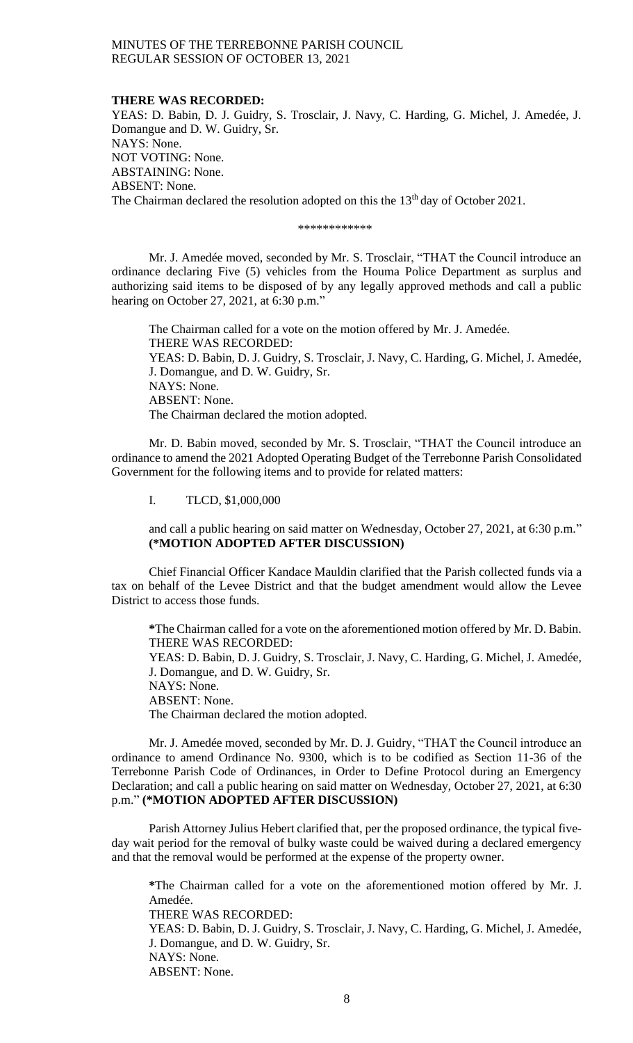**THERE WAS RECORDED:**

YEAS: D. Babin, D. J. Guidry, S. Trosclair, J. Navy, C. Harding, G. Michel, J. Amedée, J. Domangue and D. W. Guidry, Sr.
NAYS: None.
NOT VOTING: None.
ABSTAINING: None.
ABSENT: None.
The Chairman declared the resolution adopted on this the 13th day of October 2021.

\*\*\*\*\*\*\*\*\*\*\*\*

Mr. J. Amedée moved, seconded by Mr. S. Trosclair, "THAT the Council introduce an ordinance declaring Five (5) vehicles from the Houma Police Department as surplus and authorizing said items to be disposed of by any legally approved methods and call a public hearing on October 27, 2021, at 6:30 p.m."

The Chairman called for a vote on the motion offered by Mr. J. Amedée.
THERE WAS RECORDED:
YEAS: D. Babin, D. J. Guidry, S. Trosclair, J. Navy, C. Harding, G. Michel, J. Amedée, J. Domangue, and D. W. Guidry, Sr.
NAYS: None.
ABSENT: None.
The Chairman declared the motion adopted.

Mr. D. Babin moved, seconded by Mr. S. Trosclair, "THAT the Council introduce an ordinance to amend the 2021 Adopted Operating Budget of the Terrebonne Parish Consolidated Government for the following items and to provide for related matters:

I. TLCD, $1,000,000

and call a public hearing on said matter on Wednesday, October 27, 2021, at 6:30 p.m." **(\*MOTION ADOPTED AFTER DISCUSSION)**

Chief Financial Officer Kandace Mauldin clarified that the Parish collected funds via a tax on behalf of the Levee District and that the budget amendment would allow the Levee District to access those funds.

**\***The Chairman called for a vote on the aforementioned motion offered by Mr. D. Babin.
THERE WAS RECORDED:
YEAS: D. Babin, D. J. Guidry, S. Trosclair, J. Navy, C. Harding, G. Michel, J. Amedée, J. Domangue, and D. W. Guidry, Sr.
NAYS: None.
ABSENT: None.
The Chairman declared the motion adopted.

Mr. J. Amedée moved, seconded by Mr. D. J. Guidry, "THAT the Council introduce an ordinance to amend Ordinance No. 9300, which is to be codified as Section 11-36 of the Terrebonne Parish Code of Ordinances, in Order to Define Protocol during an Emergency Declaration; and call a public hearing on said matter on Wednesday, October 27, 2021, at 6:30 p.m." **(\*MOTION ADOPTED AFTER DISCUSSION)**

Parish Attorney Julius Hebert clarified that, per the proposed ordinance, the typical five-day wait period for the removal of bulky waste could be waived during a declared emergency and that the removal would be performed at the expense of the property owner.

**\***The Chairman called for a vote on the aforementioned motion offered by Mr. J. Amedée.
THERE WAS RECORDED:
YEAS: D. Babin, D. J. Guidry, S. Trosclair, J. Navy, C. Harding, G. Michel, J. Amedée, J. Domangue, and D. W. Guidry, Sr.
NAYS: None.
ABSENT: None.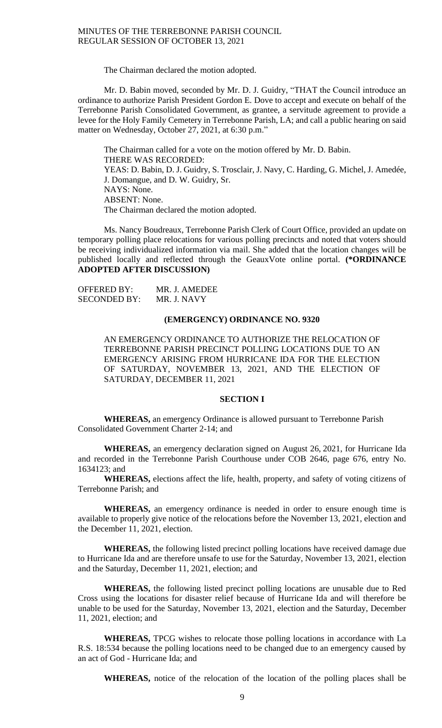The Chairman declared the motion adopted.

Mr. D. Babin moved, seconded by Mr. D. J. Guidry, "THAT the Council introduce an ordinance to authorize Parish President Gordon E. Dove to accept and execute on behalf of the Terrebonne Parish Consolidated Government, as grantee, a servitude agreement to provide a levee for the Holy Family Cemetery in Terrebonne Parish, LA; and call a public hearing on said matter on Wednesday, October 27, 2021, at 6:30 p.m."

The Chairman called for a vote on the motion offered by Mr. D. Babin.
THERE WAS RECORDED:
YEAS: D. Babin, D. J. Guidry, S. Trosclair, J. Navy, C. Harding, G. Michel, J. Amedée, J. Domangue, and D. W. Guidry, Sr.
NAYS: None.
ABSENT: None.
The Chairman declared the motion adopted.

Ms. Nancy Boudreaux, Terrebonne Parish Clerk of Court Office, provided an update on temporary polling place relocations for various polling precincts and noted that voters should be receiving individualized information via mail. She added that the location changes will be published locally and reflected through the GeauxVote online portal. **(*ORDINANCE ADOPTED AFTER DISCUSSION)**

OFFERED BY: MR. J. AMEDEE
SECONDED BY: MR. J. NAVY

**(EMERGENCY) ORDINANCE NO. 9320**

AN EMERGENCY ORDINANCE TO AUTHORIZE THE RELOCATION OF TERREBONNE PARISH PRECINCT POLLING LOCATIONS DUE TO AN EMERGENCY ARISING FROM HURRICANE IDA FOR THE ELECTION OF SATURDAY, NOVEMBER 13, 2021, AND THE ELECTION OF SATURDAY, DECEMBER 11, 2021

**SECTION I**

**WHEREAS,** an emergency Ordinance is allowed pursuant to Terrebonne Parish Consolidated Government Charter 2-14; and

**WHEREAS,** an emergency declaration signed on August 26, 2021, for Hurricane Ida and recorded in the Terrebonne Parish Courthouse under COB 2646, page 676, entry No. 1634123; and

**WHEREAS,** elections affect the life, health, property, and safety of voting citizens of Terrebonne Parish; and

**WHEREAS,** an emergency ordinance is needed in order to ensure enough time is available to properly give notice of the relocations before the November 13, 2021, election and the December 11, 2021, election.

**WHEREAS,** the following listed precinct polling locations have received damage due to Hurricane Ida and are therefore unsafe to use for the Saturday, November 13, 2021, election and the Saturday, December 11, 2021, election; and

**WHEREAS,** the following listed precinct polling locations are unusable due to Red Cross using the locations for disaster relief because of Hurricane Ida and will therefore be unable to be used for the Saturday, November 13, 2021, election and the Saturday, December 11, 2021, election; and

**WHEREAS,** TPCG wishes to relocate those polling locations in accordance with La R.S. 18:534 because the polling locations need to be changed due to an emergency caused by an act of God - Hurricane Ida; and

**WHEREAS,** notice of the relocation of the location of the polling places shall be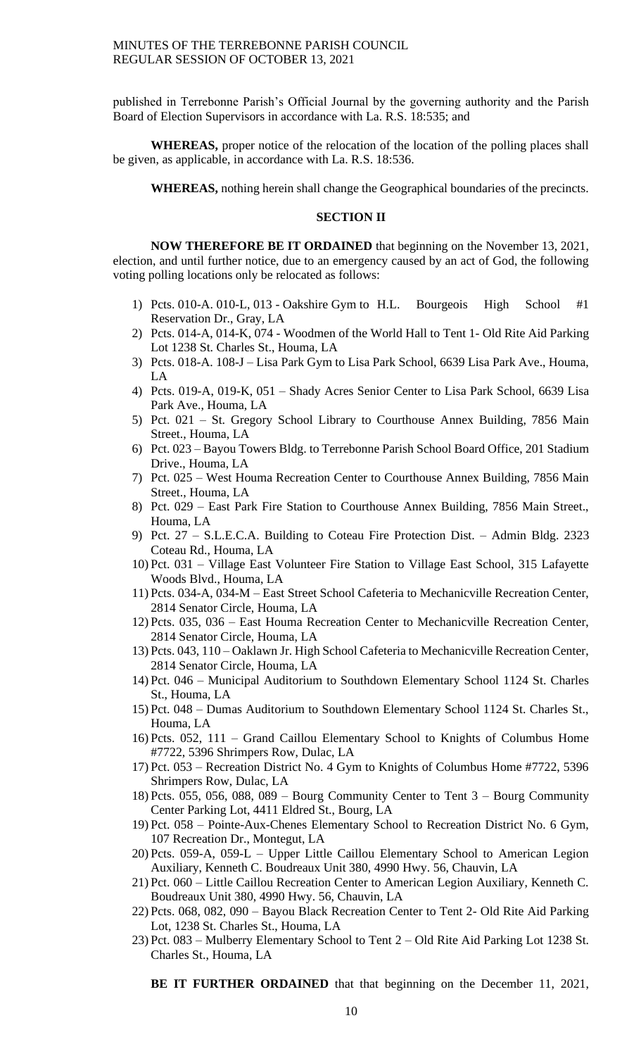published in Terrebonne Parish's Official Journal by the governing authority and the Parish Board of Election Supervisors in accordance with La. R.S. 18:535; and

**WHEREAS,** proper notice of the relocation of the location of the polling places shall be given, as applicable, in accordance with La. R.S. 18:536.

**WHEREAS,** nothing herein shall change the Geographical boundaries of the precincts.

## SECTION II

**NOW THEREFORE BE IT ORDAINED** that beginning on the November 13, 2021, election, and until further notice, due to an emergency caused by an act of God, the following voting polling locations only be relocated as follows:

1) Pcts. 010-A. 010-L, 013 - Oakshire Gym to H.L. Bourgeois High School #1 Reservation Dr., Gray, LA
2) Pcts. 014-A, 014-K, 074 - Woodmen of the World Hall to Tent 1- Old Rite Aid Parking Lot 1238 St. Charles St., Houma, LA
3) Pcts. 018-A. 108-J – Lisa Park Gym to Lisa Park School, 6639 Lisa Park Ave., Houma, LA
4) Pcts. 019-A, 019-K, 051 – Shady Acres Senior Center to Lisa Park School, 6639 Lisa Park Ave., Houma, LA
5) Pct. 021 – St. Gregory School Library to Courthouse Annex Building, 7856 Main Street., Houma, LA
6) Pct. 023 – Bayou Towers Bldg. to Terrebonne Parish School Board Office, 201 Stadium Drive., Houma, LA
7) Pct. 025 – West Houma Recreation Center to Courthouse Annex Building, 7856 Main Street., Houma, LA
8) Pct. 029 – East Park Fire Station to Courthouse Annex Building, 7856 Main Street., Houma, LA
9) Pct. 27 – S.L.E.C.A. Building to Coteau Fire Protection Dist. – Admin Bldg. 2323 Coteau Rd., Houma, LA
10) Pct. 031 – Village East Volunteer Fire Station to Village East School, 315 Lafayette Woods Blvd., Houma, LA
11) Pcts. 034-A, 034-M – East Street School Cafeteria to Mechanicville Recreation Center, 2814 Senator Circle, Houma, LA
12) Pcts. 035, 036 – East Houma Recreation Center to Mechanicville Recreation Center, 2814 Senator Circle, Houma, LA
13) Pcts. 043, 110 – Oaklawn Jr. High School Cafeteria to Mechanicville Recreation Center, 2814 Senator Circle, Houma, LA
14) Pct. 046 – Municipal Auditorium to Southdown Elementary School 1124 St. Charles St., Houma, LA
15) Pct. 048 – Dumas Auditorium to Southdown Elementary School 1124 St. Charles St., Houma, LA
16) Pcts. 052, 111 – Grand Caillou Elementary School to Knights of Columbus Home #7722, 5396 Shrimpers Row, Dulac, LA
17) Pct. 053 – Recreation District No. 4 Gym to Knights of Columbus Home #7722, 5396 Shrimpers Row, Dulac, LA
18) Pcts. 055, 056, 088, 089 – Bourg Community Center to Tent 3 – Bourg Community Center Parking Lot, 4411 Eldred St., Bourg, LA
19) Pct. 058 – Pointe-Aux-Chenes Elementary School to Recreation District No. 6 Gym, 107 Recreation Dr., Montegut, LA
20) Pcts. 059-A, 059-L – Upper Little Caillou Elementary School to American Legion Auxiliary, Kenneth C. Boudreaux Unit 380, 4990 Hwy. 56, Chauvin, LA
21) Pct. 060 – Little Caillou Recreation Center to American Legion Auxiliary, Kenneth C. Boudreaux Unit 380, 4990 Hwy. 56, Chauvin, LA
22) Pcts. 068, 082, 090 – Bayou Black Recreation Center to Tent 2- Old Rite Aid Parking Lot, 1238 St. Charles St., Houma, LA
23) Pct. 083 – Mulberry Elementary School to Tent 2 – Old Rite Aid Parking Lot 1238 St. Charles St., Houma, LA

**BE IT FURTHER ORDAINED** that that beginning on the December 11, 2021,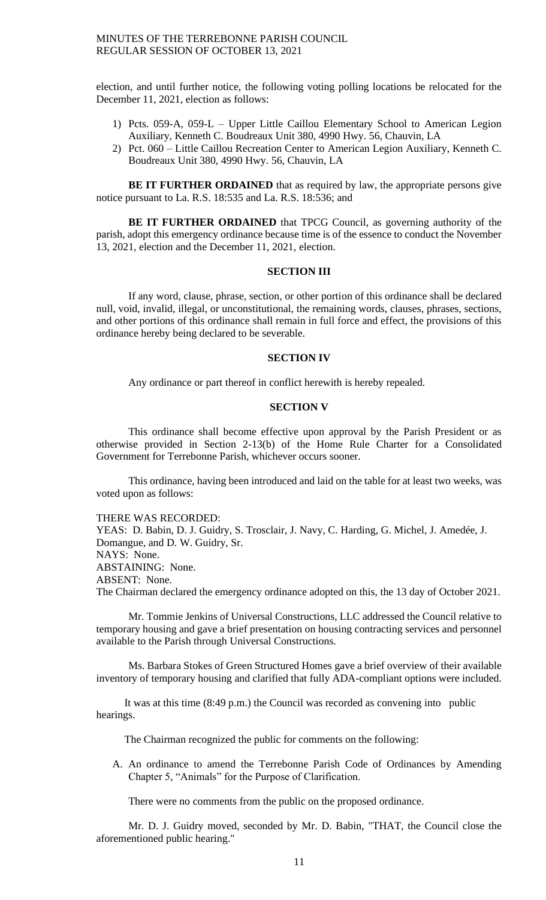election, and until further notice, the following voting polling locations be relocated for the December 11, 2021, election as follows:

1) Pcts. 059-A, 059-L – Upper Little Caillou Elementary School to American Legion Auxiliary, Kenneth C. Boudreaux Unit 380, 4990 Hwy. 56, Chauvin, LA
2) Pct. 060 – Little Caillou Recreation Center to American Legion Auxiliary, Kenneth C. Boudreaux Unit 380, 4990 Hwy. 56, Chauvin, LA

**BE IT FURTHER ORDAINED** that as required by law, the appropriate persons give notice pursuant to La. R.S. 18:535 and La. R.S. 18:536; and

**BE IT FURTHER ORDAINED** that TPCG Council, as governing authority of the parish, adopt this emergency ordinance because time is of the essence to conduct the November 13, 2021, election and the December 11, 2021, election.

### SECTION III

If any word, clause, phrase, section, or other portion of this ordinance shall be declared null, void, invalid, illegal, or unconstitutional, the remaining words, clauses, phrases, sections, and other portions of this ordinance shall remain in full force and effect, the provisions of this ordinance hereby being declared to be severable.

### SECTION IV

Any ordinance or part thereof in conflict herewith is hereby repealed.

### SECTION V

This ordinance shall become effective upon approval by the Parish President or as otherwise provided in Section 2-13(b) of the Home Rule Charter for a Consolidated Government for Terrebonne Parish, whichever occurs sooner.

This ordinance, having been introduced and laid on the table for at least two weeks, was voted upon as follows:

THERE WAS RECORDED:
YEAS: D. Babin, D. J. Guidry, S. Trosclair, J. Navy, C. Harding, G. Michel, J. Amedée, J. Domangue, and D. W. Guidry, Sr.
NAYS: None.
ABSTAINING: None.
ABSENT: None.
The Chairman declared the emergency ordinance adopted on this, the 13 day of October 2021.

Mr. Tommie Jenkins of Universal Constructions, LLC addressed the Council relative to temporary housing and gave a brief presentation on housing contracting services and personnel available to the Parish through Universal Constructions.

Ms. Barbara Stokes of Green Structured Homes gave a brief overview of their available inventory of temporary housing and clarified that fully ADA-compliant options were included.

It was at this time (8:49 p.m.) the Council was recorded as convening into public hearings.

The Chairman recognized the public for comments on the following:

A. An ordinance to amend the Terrebonne Parish Code of Ordinances by Amending Chapter 5, "Animals" for the Purpose of Clarification.

There were no comments from the public on the proposed ordinance.

Mr. D. J. Guidry moved, seconded by Mr. D. Babin, "THAT, the Council close the aforementioned public hearing."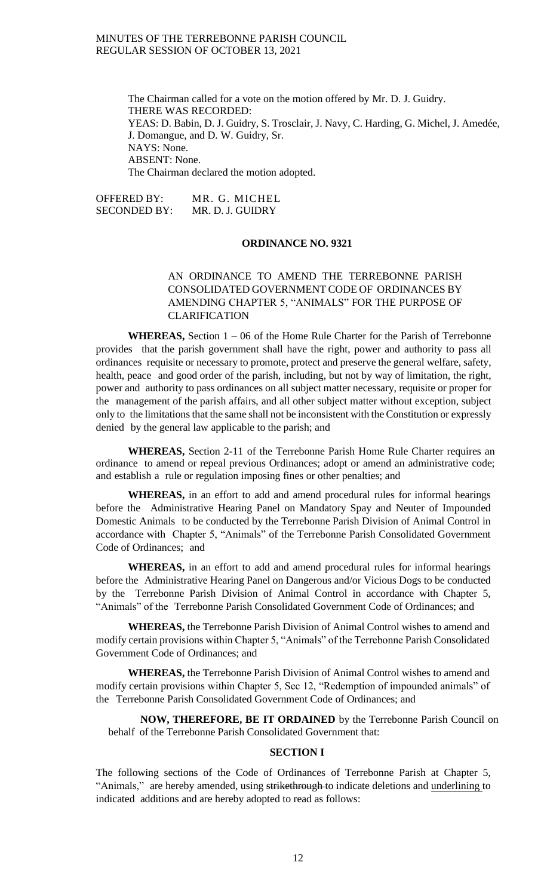The Chairman called for a vote on the motion offered by Mr. D. J. Guidry.
THERE WAS RECORDED:
YEAS: D. Babin, D. J. Guidry, S. Trosclair, J. Navy, C. Harding, G. Michel, J. Amedée, J. Domangue, and D. W. Guidry, Sr.
NAYS: None.
ABSENT: None.
The Chairman declared the motion adopted.

OFFERED BY: MR. G. MICHEL
SECONDED BY: MR. D. J. GUIDRY

**ORDINANCE NO. 9321**

AN ORDINANCE TO AMEND THE TERREBONNE PARISH CONSOLIDATED GOVERNMENT CODE OF ORDINANCES BY AMENDING CHAPTER 5, "ANIMALS" FOR THE PURPOSE OF CLARIFICATION

**WHEREAS,** Section 1 – 06 of the Home Rule Charter for the Parish of Terrebonne provides that the parish government shall have the right, power and authority to pass all ordinances requisite or necessary to promote, protect and preserve the general welfare, safety, health, peace and good order of the parish, including, but not by way of limitation, the right, power and authority to pass ordinances on all subject matter necessary, requisite or proper for the management of the parish affairs, and all other subject matter without exception, subject only to the limitations that the same shall not be inconsistent with the Constitution or expressly denied by the general law applicable to the parish; and

**WHEREAS,** Section 2-11 of the Terrebonne Parish Home Rule Charter requires an ordinance to amend or repeal previous Ordinances; adopt or amend an administrative code; and establish a rule or regulation imposing fines or other penalties; and

**WHEREAS,** in an effort to add and amend procedural rules for informal hearings before the Administrative Hearing Panel on Mandatory Spay and Neuter of Impounded Domestic Animals to be conducted by the Terrebonne Parish Division of Animal Control in accordance with Chapter 5, "Animals" of the Terrebonne Parish Consolidated Government Code of Ordinances; and

**WHEREAS,** in an effort to add and amend procedural rules for informal hearings before the Administrative Hearing Panel on Dangerous and/or Vicious Dogs to be conducted by the Terrebonne Parish Division of Animal Control in accordance with Chapter 5, "Animals" of the Terrebonne Parish Consolidated Government Code of Ordinances; and

**WHEREAS,** the Terrebonne Parish Division of Animal Control wishes to amend and modify certain provisions within Chapter 5, "Animals" of the Terrebonne Parish Consolidated Government Code of Ordinances; and

**WHEREAS,** the Terrebonne Parish Division of Animal Control wishes to amend and modify certain provisions within Chapter 5, Sec 12, "Redemption of impounded animals" of the Terrebonne Parish Consolidated Government Code of Ordinances; and

**NOW, THEREFORE, BE IT ORDAINED** by the Terrebonne Parish Council on behalf of the Terrebonne Parish Consolidated Government that:

**SECTION I**

The following sections of the Code of Ordinances of Terrebonne Parish at Chapter 5, "Animals," are hereby amended, using ~~strikethrough~~ to indicate deletions and <u>underlining</u> to indicated additions and are hereby adopted to read as follows: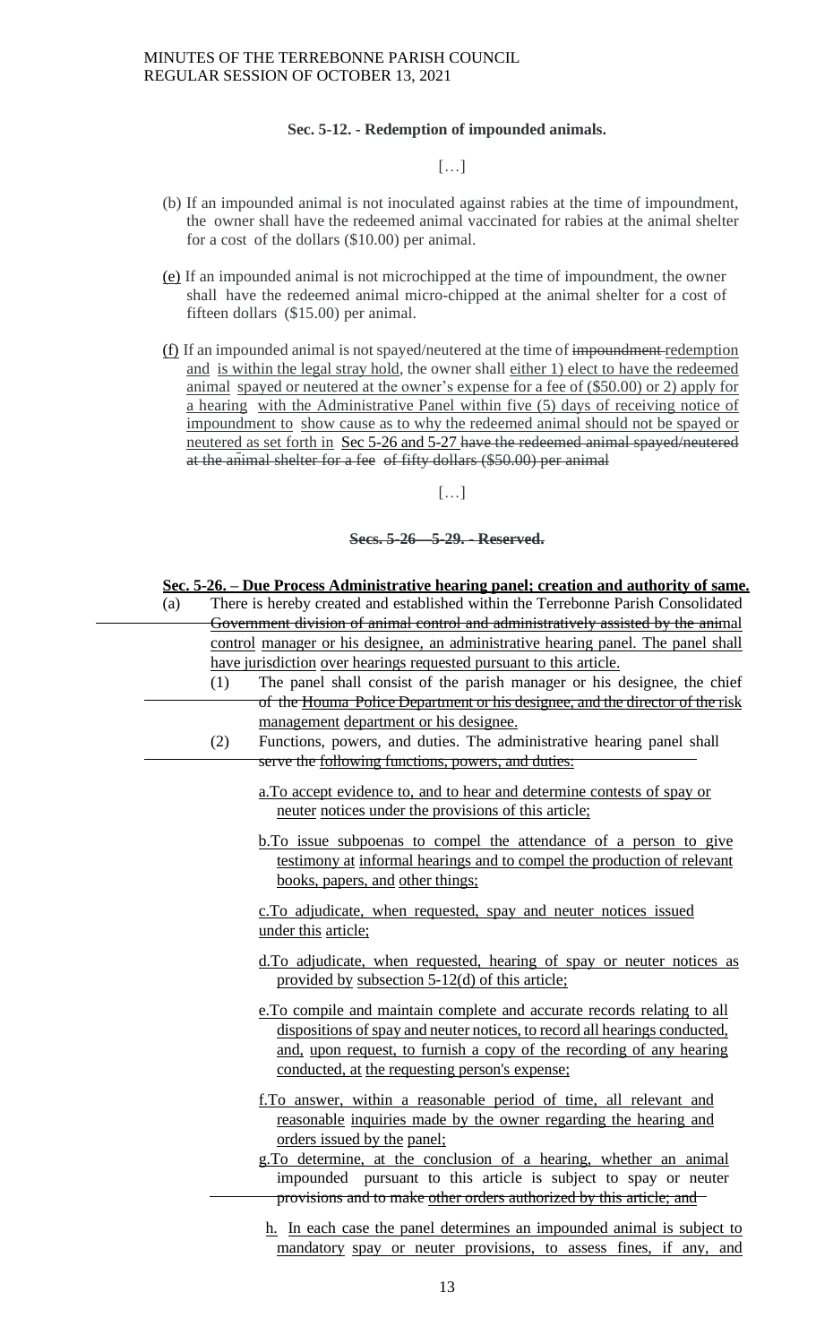**Sec. 5-12. - Redemption of impounded animals.**

[…]

(b) If an impounded animal is not inoculated against rabies at the time of impoundment, the owner shall have the redeemed animal vaccinated for rabies at the animal shelter for a cost of the dollars ($10.00) per animal.

(e) If an impounded animal is not microchipped at the time of impoundment, the owner shall have the redeemed animal micro-chipped at the animal shelter for a cost of fifteen dollars ($15.00) per animal.

(f) If an impounded animal is not spayed/neutered at the time of ~~impoundment~~ redemption and is within the legal stray hold, the owner shall either 1) elect to have the redeemed animal spayed or neutered at the owner's expense for a fee of ($50.00) or 2) apply for a hearing with the Administrative Panel within five (5) days of receiving notice of impoundment to show cause as to why the redeemed animal should not be spayed or neutered as set forth in Sec 5-26 and 5-27 ~~have the redeemed animal spayed/neutered at the animal shelter for a fee of fifty dollars ($50.00) per animal~~

[…]

~~**Secs. 5-26 – 5-29. - Reserved.**~~

**Sec. 5-26. – Due Process Administrative hearing panel; creation and authority of same.**

(a) There is hereby created and established within the Terrebonne Parish Consolidated Government division of animal control and administratively assisted by the animal control manager or his designee, an administrative hearing panel. The panel shall have jurisdiction over hearings requested pursuant to this article.

(1) The panel shall consist of the parish manager or his designee, the chief of the Houma Police Department or his designee, and the director of the risk management department or his designee.

(2) Functions, powers, and duties. The administrative hearing panel shall serve the following functions, powers, and duties:

a. To accept evidence to, and to hear and determine contests of spay or neuter notices under the provisions of this article;

b. To issue subpoenas to compel the attendance of a person to give testimony at informal hearings and to compel the production of relevant books, papers, and other things;

c. To adjudicate, when requested, spay and neuter notices issued under this article;

d. To adjudicate, when requested, hearing of spay or neuter notices as provided by subsection 5-12(d) of this article;

e. To compile and maintain complete and accurate records relating to all dispositions of spay and neuter notices, to record all hearings conducted, and, upon request, to furnish a copy of the recording of any hearing conducted, at the requesting person's expense;

f. To answer, within a reasonable period of time, all relevant and reasonable inquiries made by the owner regarding the hearing and orders issued by the panel;

g. To determine, at the conclusion of a hearing, whether an animal impounded pursuant to this article is subject to spay or neuter provisions and to make other orders authorized by this article; and

h. In each case the panel determines an impounded animal is subject to mandatory spay or neuter provisions, to assess fines, if any, and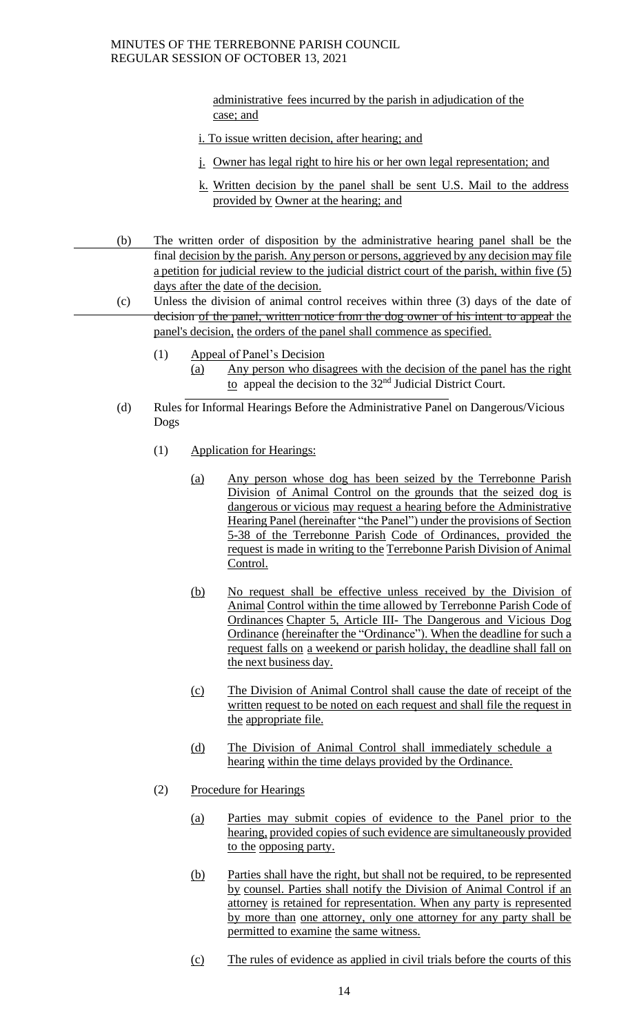administrative fees incurred by the parish in adjudication of the case; and

i. To issue written decision, after hearing; and

j. Owner has legal right to hire his or her own legal representation; and

k. Written decision by the panel shall be sent U.S. Mail to the address provided by Owner at the hearing; and

(b) The written order of disposition by the administrative hearing panel shall be the final decision by the parish. Any person or persons, aggrieved by any decision may file a petition for judicial review to the judicial district court of the parish, within five (5) days after the date of the decision.

(c) Unless the division of animal control receives within three (3) days of the date of decision ~~of the panel, written notice from the dog owner of his intent to appeal~~ the panel's decision, the orders of the panel shall commence as specified.

(1) Appeal of Panel's Decision

(a) Any person who disagrees with the decision of the panel has the right to appeal the decision to the 32nd Judicial District Court.

(d) Rules for Informal Hearings Before the Administrative Panel on Dangerous/Vicious Dogs

(1) Application for Hearings:

(a) Any person whose dog has been seized by the Terrebonne Parish Division of Animal Control on the grounds that the seized dog is dangerous or vicious may request a hearing before the Administrative Hearing Panel (hereinafter "the Panel") under the provisions of Section 5-38 of the Terrebonne Parish Code of Ordinances, provided the request is made in writing to the Terrebonne Parish Division of Animal Control.

(b) No request shall be effective unless received by the Division of Animal Control within the time allowed by Terrebonne Parish Code of Ordinances Chapter 5, Article III- The Dangerous and Vicious Dog Ordinance (hereinafter the "Ordinance"). When the deadline for such a request falls on a weekend or parish holiday, the deadline shall fall on the next business day.

(c) The Division of Animal Control shall cause the date of receipt of the written request to be noted on each request and shall file the request in the appropriate file.

(d) The Division of Animal Control shall immediately schedule a hearing within the time delays provided by the Ordinance.

(2) Procedure for Hearings

(a) Parties may submit copies of evidence to the Panel prior to the hearing, provided copies of such evidence are simultaneously provided to the opposing party.

(b) Parties shall have the right, but shall not be required, to be represented by counsel. Parties shall notify the Division of Animal Control if an attorney is retained for representation. When any party is represented by more than one attorney, only one attorney for any party shall be permitted to examine the same witness.

(c) The rules of evidence as applied in civil trials before the courts of this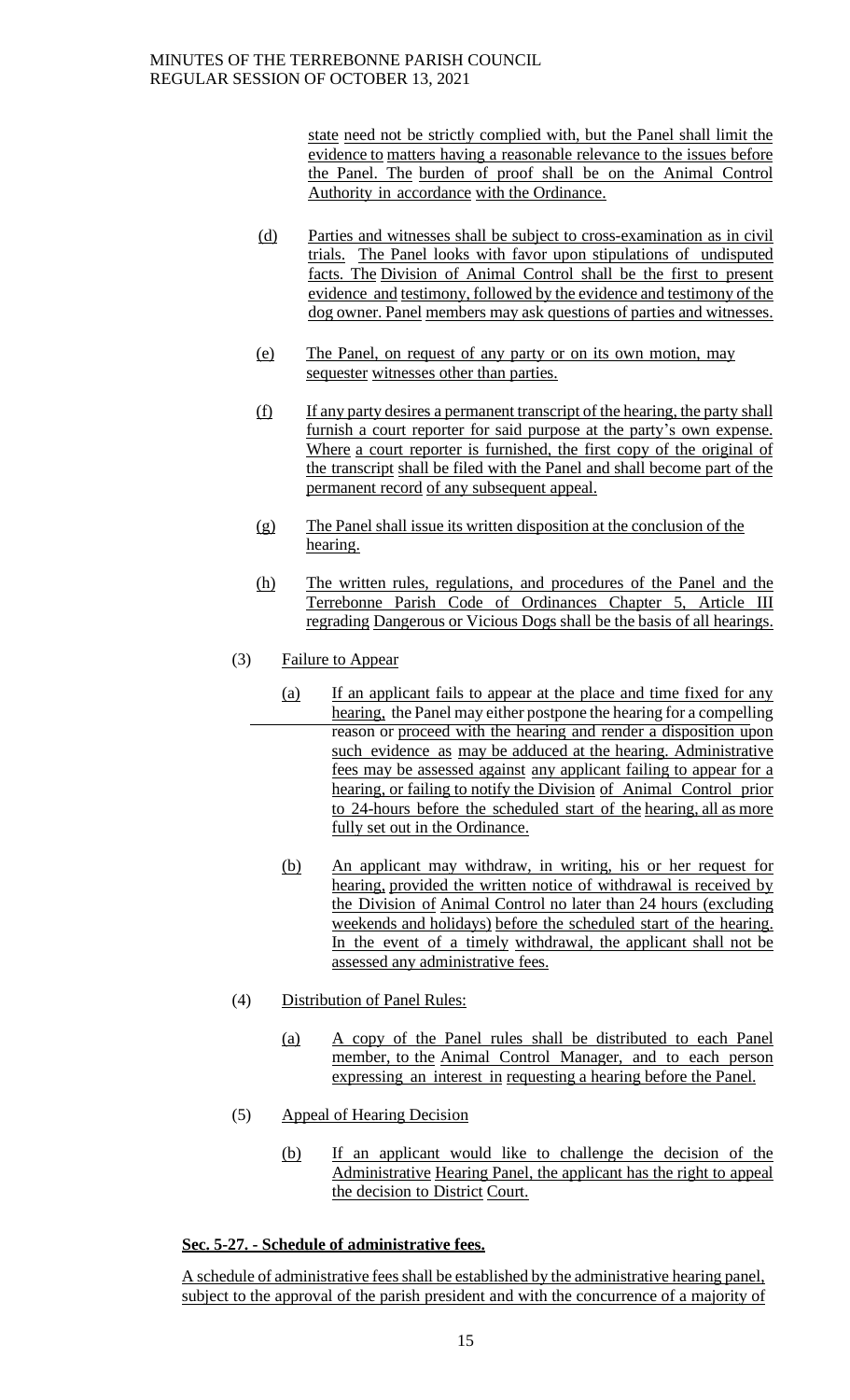state need not be strictly complied with, but the Panel shall limit the evidence to matters having a reasonable relevance to the issues before the Panel. The burden of proof shall be on the Animal Control Authority in accordance with the Ordinance.

(d) Parties and witnesses shall be subject to cross-examination as in civil trials. The Panel looks with favor upon stipulations of undisputed facts. The Division of Animal Control shall be the first to present evidence and testimony, followed by the evidence and testimony of the dog owner. Panel members may ask questions of parties and witnesses.

(e) The Panel, on request of any party or on its own motion, may sequester witnesses other than parties.

(f) If any party desires a permanent transcript of the hearing, the party shall furnish a court reporter for said purpose at the party's own expense. Where a court reporter is furnished, the first copy of the original of the transcript shall be filed with the Panel and shall become part of the permanent record of any subsequent appeal.

(g) The Panel shall issue its written disposition at the conclusion of the hearing.

(h) The written rules, regulations, and procedures of the Panel and the Terrebonne Parish Code of Ordinances Chapter 5, Article III regrading Dangerous or Vicious Dogs shall be the basis of all hearings.

(3) Failure to Appear

(a) If an applicant fails to appear at the place and time fixed for any hearing, the Panel may either postpone the hearing for a compelling reason or proceed with the hearing and render a disposition upon such evidence as may be adduced at the hearing. Administrative fees may be assessed against any applicant failing to appear for a hearing, or failing to notify the Division of Animal Control prior to 24-hours before the scheduled start of the hearing, all as more fully set out in the Ordinance.

(b) An applicant may withdraw, in writing, his or her request for hearing, provided the written notice of withdrawal is received by the Division of Animal Control no later than 24 hours (excluding weekends and holidays) before the scheduled start of the hearing. In the event of a timely withdrawal, the applicant shall not be assessed any administrative fees.

(4) Distribution of Panel Rules:

(a) A copy of the Panel rules shall be distributed to each Panel member, to the Animal Control Manager, and to each person expressing an interest in requesting a hearing before the Panel.

(5) Appeal of Hearing Decision

(b) If an applicant would like to challenge the decision of the Administrative Hearing Panel, the applicant has the right to appeal the decision to District Court.

**Sec. 5-27. - Schedule of administrative fees.**

A schedule of administrative fees shall be established by the administrative hearing panel, subject to the approval of the parish president and with the concurrence of a majority of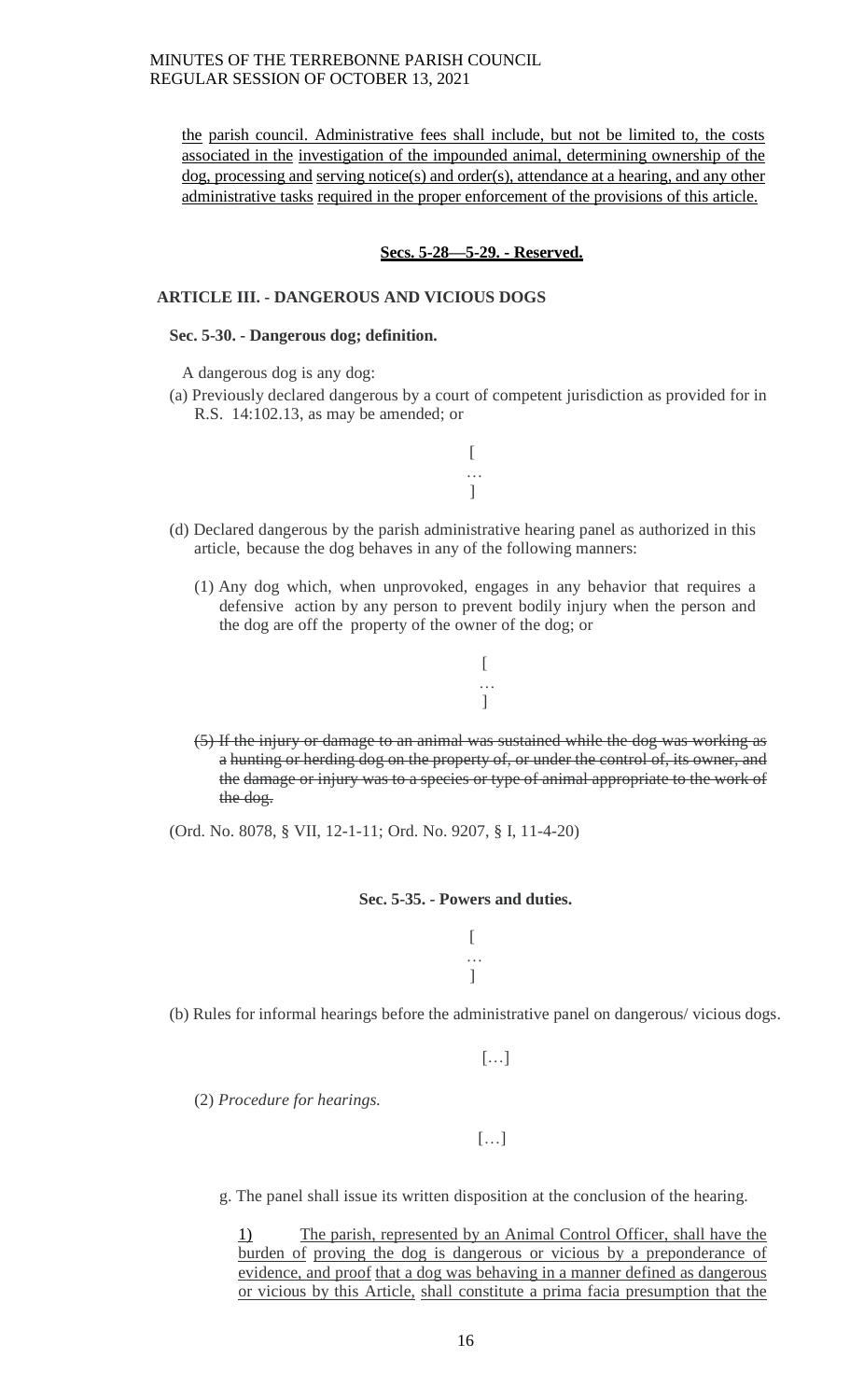the parish council. Administrative fees shall include, but not be limited to, the costs associated in the investigation of the impounded animal, determining ownership of the dog, processing and serving notice(s) and order(s), attendance at a hearing, and any other administrative tasks required in the proper enforcement of the provisions of this article.

**Secs. 5-28—5-29. - Reserved.**

## ARTICLE III. - DANGEROUS AND VICIOUS DOGS

**Sec. 5-30. - Dangerous dog; definition.**

A dangerous dog is any dog:

(a) Previously declared dangerous by a court of competent jurisdiction as provided for in R.S. 14:102.13, as may be amended; or

[
…
]

(d) Declared dangerous by the parish administrative hearing panel as authorized in this article, because the dog behaves in any of the following manners:

(1) Any dog which, when unprovoked, engages in any behavior that requires a defensive action by any person to prevent bodily injury when the person and the dog are off the property of the owner of the dog; or

[
…
]

~~(5) If the injury or damage to an animal was sustained while the dog was working as a hunting or herding dog on the property of, or under the control of, its owner, and the damage or injury was to a species or type of animal appropriate to the work of the dog.~~

(Ord. No. 8078, § VII, 12-1-11; Ord. No. 9207, § I, 11-4-20)

**Sec. 5-35. - Powers and duties.**

[
…
]

(b) Rules for informal hearings before the administrative panel on dangerous/ vicious dogs.

[…]

(2) *Procedure for hearings.*

[…]

g. The panel shall issue its written disposition at the conclusion of the hearing.

1) The parish, represented by an Animal Control Officer, shall have the burden of proving the dog is dangerous or vicious by a preponderance of evidence, and proof that a dog was behaving in a manner defined as dangerous or vicious by this Article, shall constitute a prima facia presumption that the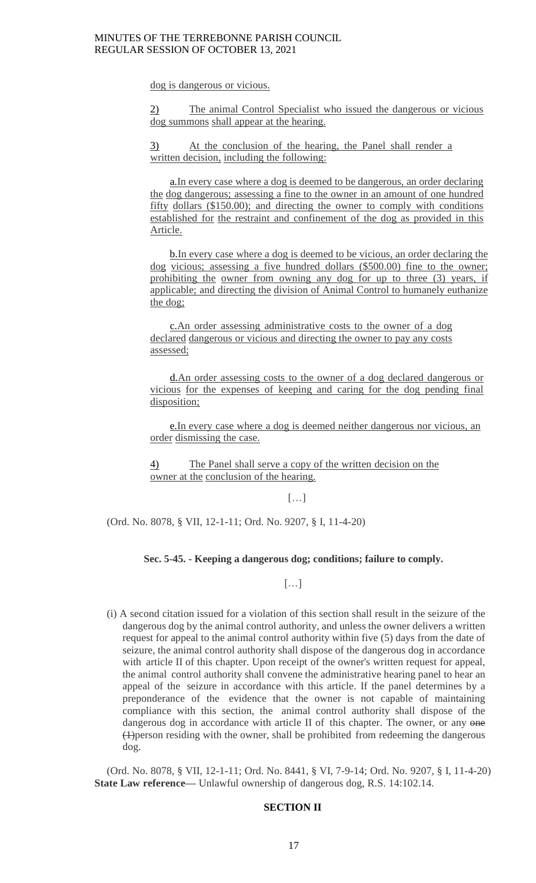dog is dangerous or vicious.

2) The animal Control Specialist who issued the dangerous or vicious dog summons shall appear at the hearing.

3) At the conclusion of the hearing, the Panel shall render a written decision, including the following:

a. In every case where a dog is deemed to be dangerous, an order declaring the dog dangerous; assessing a fine to the owner in an amount of one hundred fifty dollars ($150.00); and directing the owner to comply with conditions established for the restraint and confinement of the dog as provided in this Article.

b. In every case where a dog is deemed to be vicious, an order declaring the dog vicious; assessing a five hundred dollars ($500.00) fine to the owner; prohibiting the owner from owning any dog for up to three (3) years, if applicable; and directing the division of Animal Control to humanely euthanize the dog;

c. An order assessing administrative costs to the owner of a dog declared dangerous or vicious and directing the owner to pay any costs assessed;

d. An order assessing costs to the owner of a dog declared dangerous or vicious for the expenses of keeping and caring for the dog pending final disposition;

e. In every case where a dog is deemed neither dangerous nor vicious, an order dismissing the case.

4) The Panel shall serve a copy of the written decision on the owner at the conclusion of the hearing.

[…]

(Ord. No. 8078, § VII, 12-1-11; Ord. No. 9207, § I, 11-4-20)

**Sec. 5-45. - Keeping a dangerous dog; conditions; failure to comply.**

[…]

(i) A second citation issued for a violation of this section shall result in the seizure of the dangerous dog by the animal control authority, and unless the owner delivers a written request for appeal to the animal control authority within five (5) days from the date of seizure, the animal control authority shall dispose of the dangerous dog in accordance with article II of this chapter. Upon receipt of the owner's written request for appeal, the animal control authority shall convene the administrative hearing panel to hear an appeal of the seizure in accordance with this article. If the panel determines by a preponderance of the evidence that the owner is not capable of maintaining compliance with this section, the animal control authority shall dispose of the dangerous dog in accordance with article II of this chapter. The owner, or any ~~one (1)~~ person residing with the owner, shall be prohibited from redeeming the dangerous dog.

(Ord. No. 8078, § VII, 12-1-11; Ord. No. 8441, § VI, 7-9-14; Ord. No. 9207, § I, 11-4-20)
**State Law reference—** Unlawful ownership of dangerous dog, R.S. 14:102.14.

**SECTION II**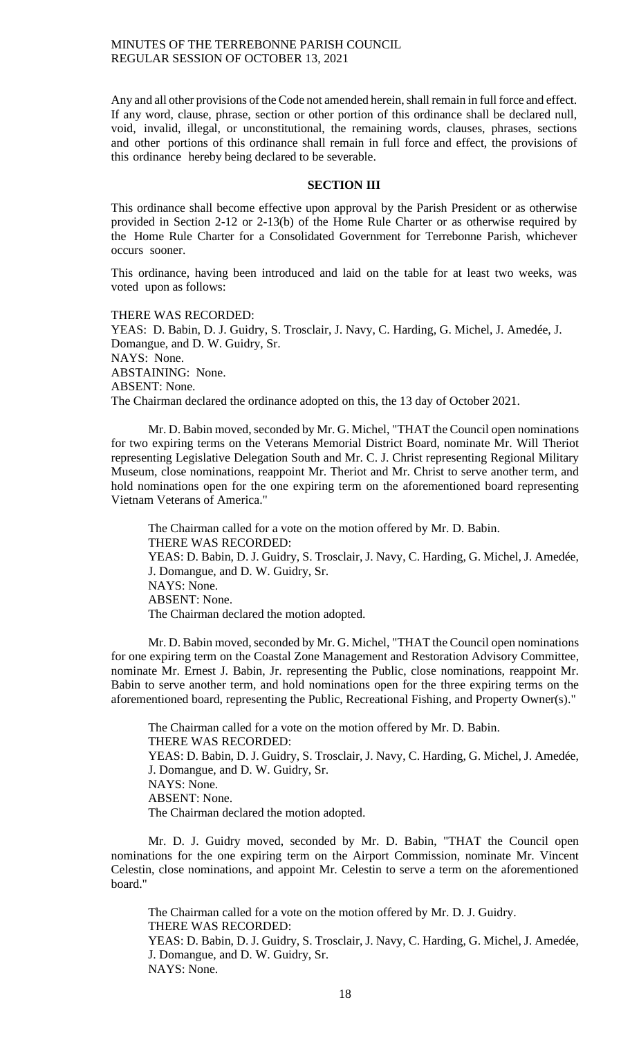Any and all other provisions of the Code not amended herein, shall remain in full force and effect. If any word, clause, phrase, section or other portion of this ordinance shall be declared null, void, invalid, illegal, or unconstitutional, the remaining words, clauses, phrases, sections and other portions of this ordinance shall remain in full force and effect, the provisions of this ordinance hereby being declared to be severable.

**SECTION III**

This ordinance shall become effective upon approval by the Parish President or as otherwise provided in Section 2-12 or 2-13(b) of the Home Rule Charter or as otherwise required by the Home Rule Charter for a Consolidated Government for Terrebonne Parish, whichever occurs sooner.

This ordinance, having been introduced and laid on the table for at least two weeks, was voted upon as follows:

THERE WAS RECORDED:
YEAS: D. Babin, D. J. Guidry, S. Trosclair, J. Navy, C. Harding, G. Michel, J. Amedée, J. Domangue, and D. W. Guidry, Sr.
NAYS: None.
ABSTAINING: None.
ABSENT: None.
The Chairman declared the ordinance adopted on this, the 13 day of October 2021.

Mr. D. Babin moved, seconded by Mr. G. Michel, "THAT the Council open nominations for two expiring terms on the Veterans Memorial District Board, nominate Mr. Will Theriot representing Legislative Delegation South and Mr. C. J. Christ representing Regional Military Museum, close nominations, reappoint Mr. Theriot and Mr. Christ to serve another term, and hold nominations open for the one expiring term on the aforementioned board representing Vietnam Veterans of America."

The Chairman called for a vote on the motion offered by Mr. D. Babin.
THERE WAS RECORDED:
YEAS: D. Babin, D. J. Guidry, S. Trosclair, J. Navy, C. Harding, G. Michel, J. Amedée, J. Domangue, and D. W. Guidry, Sr.
NAYS: None.
ABSENT: None.
The Chairman declared the motion adopted.

Mr. D. Babin moved, seconded by Mr. G. Michel, "THAT the Council open nominations for one expiring term on the Coastal Zone Management and Restoration Advisory Committee, nominate Mr. Ernest J. Babin, Jr. representing the Public, close nominations, reappoint Mr. Babin to serve another term, and hold nominations open for the three expiring terms on the aforementioned board, representing the Public, Recreational Fishing, and Property Owner(s)."

The Chairman called for a vote on the motion offered by Mr. D. Babin.
THERE WAS RECORDED:
YEAS: D. Babin, D. J. Guidry, S. Trosclair, J. Navy, C. Harding, G. Michel, J. Amedée, J. Domangue, and D. W. Guidry, Sr.
NAYS: None.
ABSENT: None.
The Chairman declared the motion adopted.

Mr. D. J. Guidry moved, seconded by Mr. D. Babin, "THAT the Council open nominations for the one expiring term on the Airport Commission, nominate Mr. Vincent Celestin, close nominations, and appoint Mr. Celestin to serve a term on the aforementioned board."

The Chairman called for a vote on the motion offered by Mr. D. J. Guidry.
THERE WAS RECORDED:
YEAS: D. Babin, D. J. Guidry, S. Trosclair, J. Navy, C. Harding, G. Michel, J. Amedée, J. Domangue, and D. W. Guidry, Sr.
NAYS: None.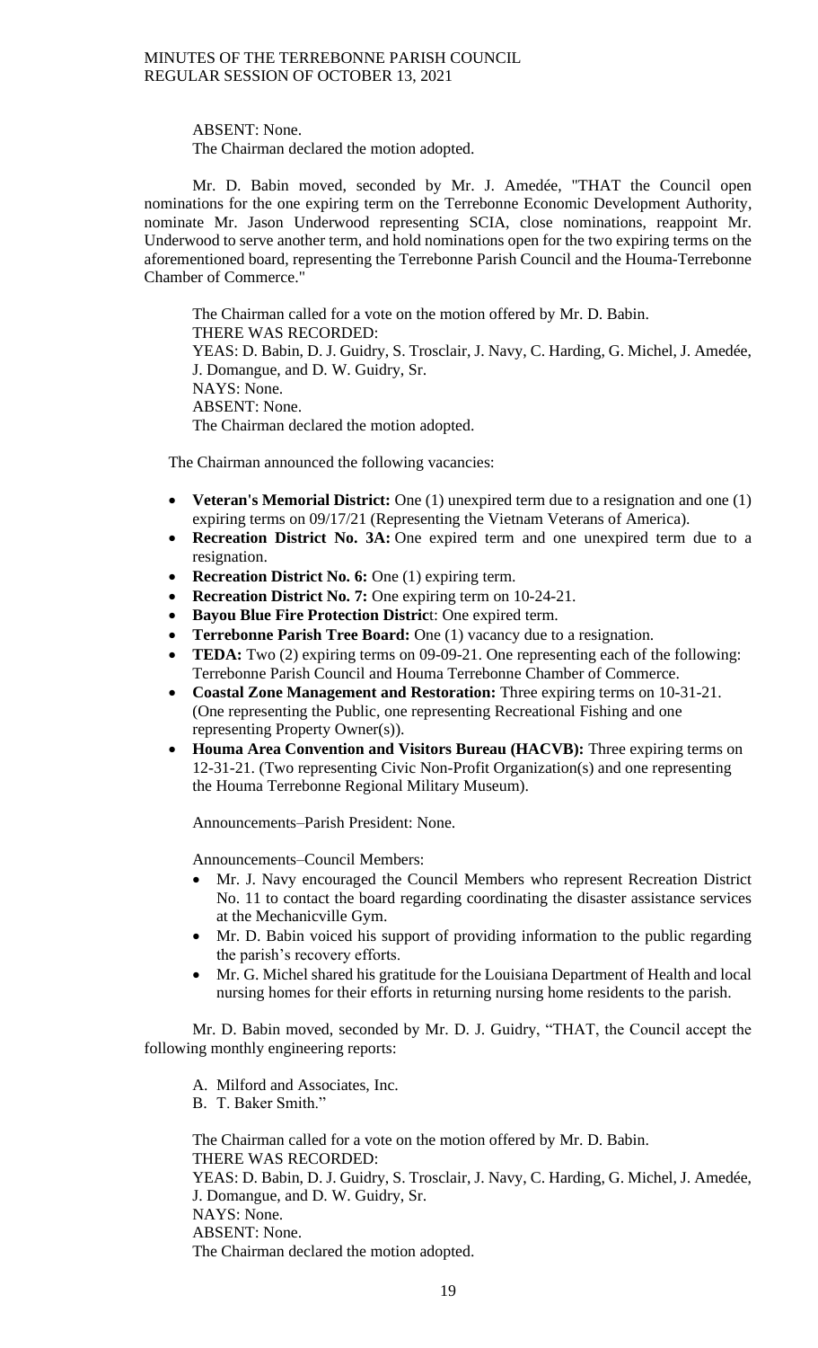ABSENT: None.
The Chairman declared the motion adopted.

Mr. D. Babin moved, seconded by Mr. J. Amedée, "THAT the Council open nominations for the one expiring term on the Terrebonne Economic Development Authority, nominate Mr. Jason Underwood representing SCIA, close nominations, reappoint Mr. Underwood to serve another term, and hold nominations open for the two expiring terms on the aforementioned board, representing the Terrebonne Parish Council and the Houma-Terrebonne Chamber of Commerce."

The Chairman called for a vote on the motion offered by Mr. D. Babin.
THERE WAS RECORDED:
YEAS: D. Babin, D. J. Guidry, S. Trosclair, J. Navy, C. Harding, G. Michel, J. Amedée, J. Domangue, and D. W. Guidry, Sr.
NAYS: None.
ABSENT: None.
The Chairman declared the motion adopted.

The Chairman announced the following vacancies:

- **Veteran's Memorial District:** One (1) unexpired term due to a resignation and one (1) expiring terms on 09/17/21 (Representing the Vietnam Veterans of America).
- **Recreation District No. 3A:** One expired term and one unexpired term due to a resignation.
- **Recreation District No. 6:** One (1) expiring term.
- **Recreation District No. 7:** One expiring term on 10-24-21.
- **Bayou Blue Fire Protection Distric**t: One expired term.
- **Terrebonne Parish Tree Board:** One (1) vacancy due to a resignation.
- **TEDA:** Two (2) expiring terms on 09-09-21. One representing each of the following: Terrebonne Parish Council and Houma Terrebonne Chamber of Commerce.
- **Coastal Zone Management and Restoration:** Three expiring terms on 10-31-21. (One representing the Public, one representing Recreational Fishing and one representing Property Owner(s)).
- **Houma Area Convention and Visitors Bureau (HACVB):** Three expiring terms on 12-31-21. (Two representing Civic Non-Profit Organization(s) and one representing the Houma Terrebonne Regional Military Museum).

Announcements–Parish President: None.

Announcements–Council Members:

- Mr. J. Navy encouraged the Council Members who represent Recreation District No. 11 to contact the board regarding coordinating the disaster assistance services at the Mechanicville Gym.
- Mr. D. Babin voiced his support of providing information to the public regarding the parish's recovery efforts.
- Mr. G. Michel shared his gratitude for the Louisiana Department of Health and local nursing homes for their efforts in returning nursing home residents to the parish.

Mr. D. Babin moved, seconded by Mr. D. J. Guidry, "THAT, the Council accept the following monthly engineering reports:

A. Milford and Associates, Inc.
B. T. Baker Smith."

The Chairman called for a vote on the motion offered by Mr. D. Babin.
THERE WAS RECORDED:
YEAS: D. Babin, D. J. Guidry, S. Trosclair, J. Navy, C. Harding, G. Michel, J. Amedée, J. Domangue, and D. W. Guidry, Sr.
NAYS: None.
ABSENT: None.
The Chairman declared the motion adopted.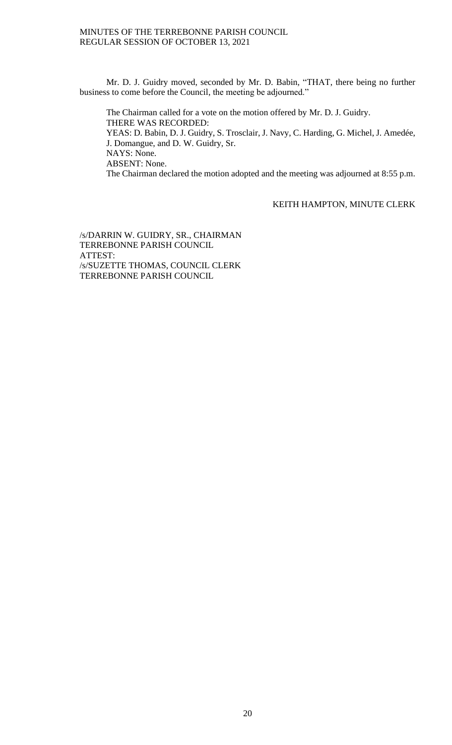Mr. D. J. Guidry moved, seconded by Mr. D. Babin, "THAT, there being no further business to come before the Council, the meeting be adjourned."

The Chairman called for a vote on the motion offered by Mr. D. J. Guidry.
THERE WAS RECORDED:
YEAS: D. Babin, D. J. Guidry, S. Trosclair, J. Navy, C. Harding, G. Michel, J. Amedée, J. Domangue, and D. W. Guidry, Sr.
NAYS: None.
ABSENT: None.
The Chairman declared the motion adopted and the meeting was adjourned at 8:55 p.m.

KEITH HAMPTON, MINUTE CLERK

/s/DARRIN W. GUIDRY, SR., CHAIRMAN
TERREBONNE PARISH COUNCIL
ATTEST:
/s/SUZETTE THOMAS, COUNCIL CLERK
TERREBONNE PARISH COUNCIL